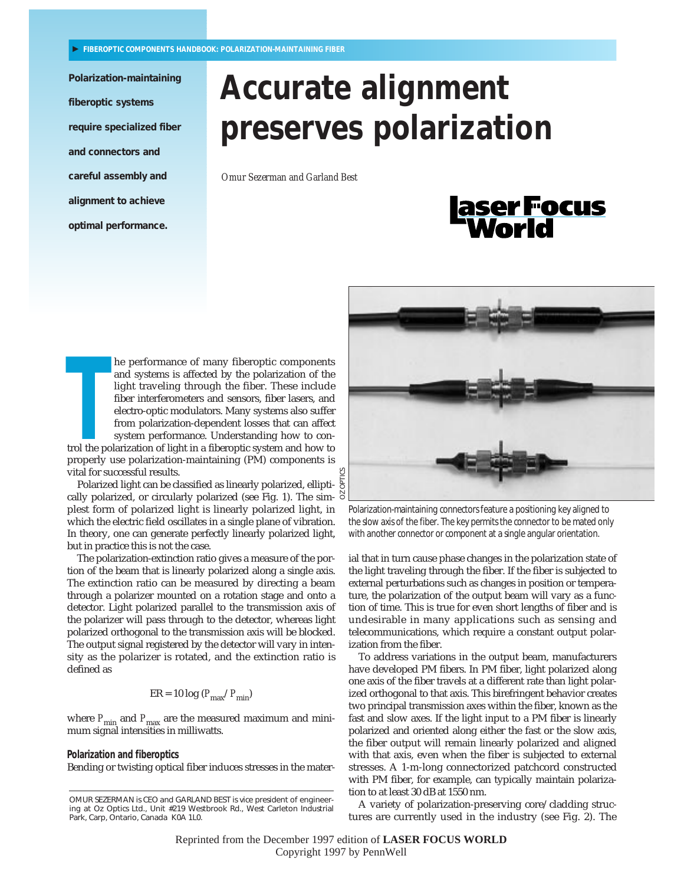# Accurate alignment preserves polarization

**Polarization-maintaining fiberoptic systems require specialized fiber and connectors and careful assembly and alignment to achieve optimal performance.**

*Omur Sezerman and Garland Best*

The performance of many fiberoptic components and systems is affected by the polarization of the light traveling through the fiber. These include fiber interferometers and sensors, fiber lasers, and electro-optic modulators. Many systems also suffer from polarization-dependent losses that can affect system performance. Understanding how to control the polarization of light in a fiberoptic system and how to properly use polarization-maintaining (PM) components is vital for successful results.

Polarized light can be classified as linearly polarized, elliptically polarized, or circularly polarized (see Fig. 1). The simplest form of polarized light is linearly polarized light, in which the electric field oscillates in a single plane of vibration. In theory, one can generate perfectly linearly polarized light, but in practice this is not the case.

The polarization-extinction ratio gives a measure of the portion of the beam that is linearly polarized along a single axis. The extinction ratio can be measured by directing a beam through a polarizer mounted on a rotation stage and onto a detector. Light polarized parallel to the transmission axis of the polarizer will pass through to the detector, whereas light polarized orthogonal to the transmission axis will be blocked. The output signal registered by the detector will vary in intensity as the polarizer is rotated, and the extinction ratio is defined as

$$ER = 10 \log (P_{max} / P_{min})$$

where $P_{min}$ and $P_{max}$ are the measured maximum and minimum signal intensities in milliwatts.

### Polarization and fiberoptics

Bending or twisting optical fiber induces stresses in the material that in turn cause phase changes in the polarization state of the light traveling through the fiber. If the fiber is subjected to external perturbations such as changes in position or temperature, the polarization of the output beam will vary as a function of time. This is true for even short lengths of fiber and is undesirable in many applications such as sensing and telecommunications, which require a constant output polarization from the fiber.

To address variations in the output beam, manufacturers have developed PM fibers. In PM fiber, light polarized along one axis of the fiber travels at a different rate than light polarized orthogonal to that axis. This birefringent behavior creates two principal transmission axes within the fiber, known as the fast and slow axes. If the light input to a PM fiber is linearly polarized and oriented along either the fast or the slow axis, the fiber output will remain linearly polarized and aligned with that axis, even when the fiber is subjected to external stresses. A 1-m-long connectorized patchcord constructed with PM fiber, for example, can typically maintain polarization to at least 30 dB at 1550 nm.

A variety of polarization-preserving core/cladding structures are currently used in the industry (see Fig. 2). The

OZ OPTICS

Polarization-maintaining connectors feature a positioning key aligned to the slow axis of the fiber. The key permits the connector to be mated only with another connector or component at a single angular orientation.

OMUR SEZERMAN is CEO and GARLAND BEST is vice president of engineering at Oz Optics Ltd., Unit #219 Westbrook Rd., West Carleton Industrial Park, Carp, Ontario, Canada K0A 1L0.

Reprinted from the December 1997 edition of **LASER FOCUS WORLD**
Copyright 1997 by PennWell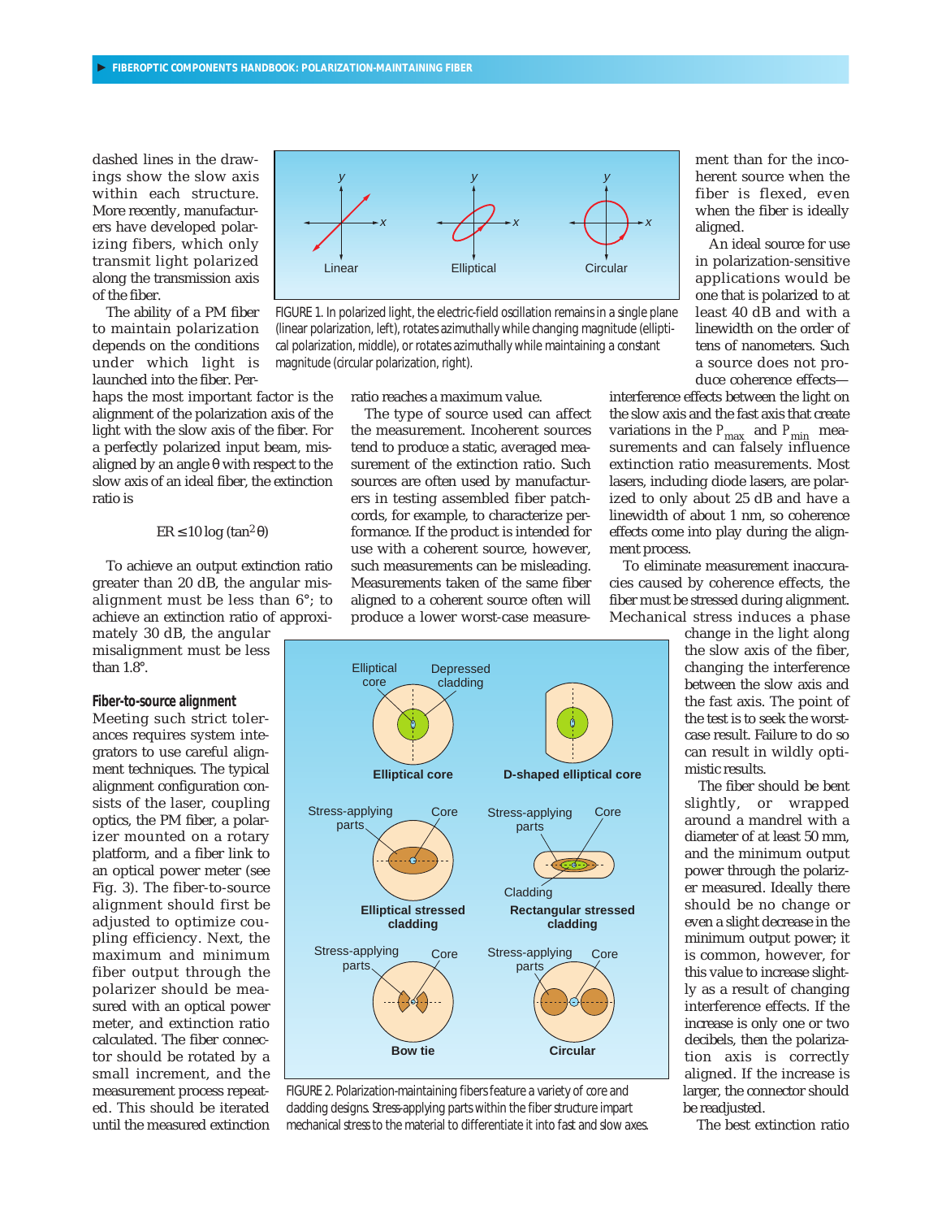dashed lines in the drawings show the slow axis within each structure. More recently, manufacturers have developed polarizing fibers, which only transmit light polarized along the transmission axis of the fiber.

The ability of a PM fiber to maintain polarization depends on the conditions under which light is launched into the fiber. Perhaps the most important factor is the alignment of the polarization axis of the light with the slow axis of the fiber. For a perfectly polarized input beam, misaligned by an angle θ with respect to the slow axis of an ideal fiber, the extinction ratio is

$$ER \leq 10 \log (\tan^2 \theta)$$

To achieve an output extinction ratio greater than 20 dB, the angular misalignment must be less than 6°; to achieve an extinction ratio of approximately 30 dB, the angular misalignment must be less than 1.8°.

FIGURE 1. In polarized light, the electric-field oscillation remains in a single plane (linear polarization, left), rotates azimuthally while changing magnitude (elliptical polarization, middle), or rotates azimuthally while maintaining a constant magnitude (circular polarization, right).

### Fiber-to-source alignment

Meeting such strict tolerances requires system integrators to use careful alignment techniques. The typical alignment configuration consists of the laser, coupling optics, the PM fiber, a polarizer mounted on a rotary platform, and a fiber link to an optical power meter (see Fig. 3). The fiber-to-source alignment should first be adjusted to optimize coupling efficiency. Next, the maximum and minimum fiber output through the polarizer should be measured with an optical power meter, and extinction ratio calculated. The fiber connector should be rotated by a small increment, and the measurement process repeated. This should be iterated until the measured extinction ratio reaches a maximum value.

The type of source used can affect the measurement. Incoherent sources tend to produce a static, averaged measurement of the extinction ratio. Such sources are often used by manufacturers in testing assembled fiber patchcords, for example, to characterize performance. If the product is intended for use with a coherent source, however, such measurements can be misleading. Measurements taken of the same fiber aligned to a coherent source often will produce a lower worst-case measurement than for the incoherent source when the fiber is flexed, even when the fiber is ideally aligned.

An ideal source for use in polarization-sensitive applications would be one that is polarized to at least 40 dB and with a linewidth on the order of tens of nanometers. Such a source does not produce coherence effects—interference effects between the light on the slow axis and the fast axis that create variations in the $P_{max}$ and $P_{min}$ measurements and can falsely influence extinction ratio measurements. Most lasers, including diode lasers, are polarized to only about 25 dB and have a linewidth of about 1 nm, so coherence effects come into play during the alignment process.

To eliminate measurement inaccuracies caused by coherence effects, the fiber must be stressed during alignment. Mechanical stress induces a phase change in the light along the slow axis of the fiber, changing the interference between the slow axis and the fast axis. The point of the test is to seek the worst-case result. Failure to do so can result in wildly optimistic results.

The fiber should be bent slightly, or wrapped around a mandrel with a diameter of at least 50 mm, and the minimum output power through the polarizer measured. Ideally there should be no change or even a slight decrease in the minimum output power; it is common, however, for this value to increase slightly as a result of changing interference effects. If the increase is only one or two decibels, then the polarization axis is correctly aligned. If the increase is larger, the connector should be readjusted.

FIGURE 2. Polarization-maintaining fibers feature a variety of core and cladding designs. Stress-applying parts within the fiber structure impart mechanical stress to the material to differentiate it into fast and slow axes.

The best extinction ratio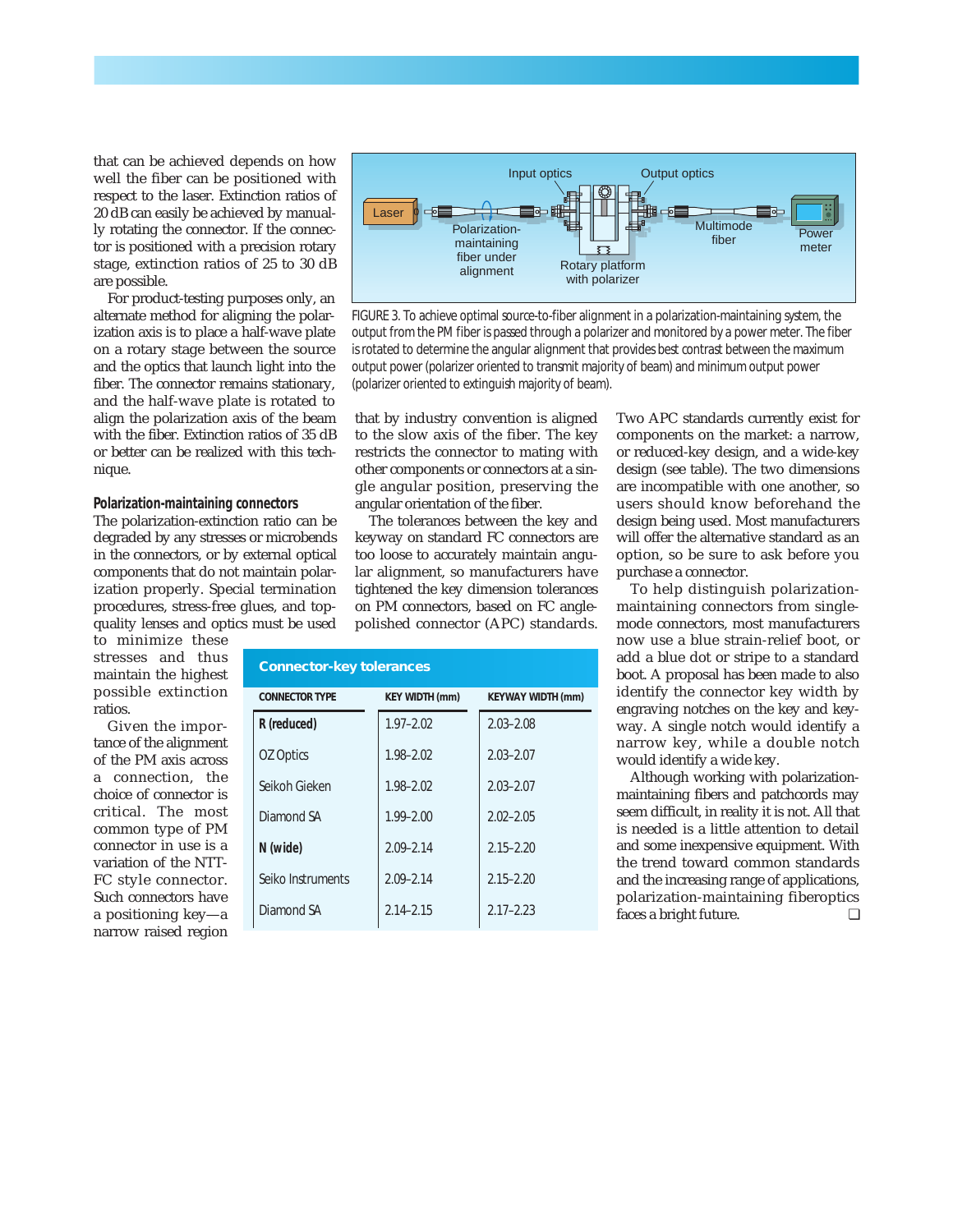that can be achieved depends on how well the fiber can be positioned with respect to the laser. Extinction ratios of 20 dB can easily be achieved by manually rotating the connector. If the connector is positioned with a precision rotary stage, extinction ratios of 25 to 30 dB are possible.

For product-testing purposes only, an alternate method for aligning the polarization axis is to place a half-wave plate on a rotary stage between the source and the optics that launch light into the fiber. The connector remains stationary, and the half-wave plate is rotated to align the polarization axis of the beam with the fiber. Extinction ratios of 35 dB or better can be realized with this technique.

Laser
Polarization-maintaining fiber under alignment
Input optics
Rotary platform with polarizer
Output optics
Multimode fiber
Power meter

FIGURE 3. To achieve optimal source-to-fiber alignment in a polarization-maintaining system, the output from the PM fiber is passed through a polarizer and monitored by a power meter. The fiber is rotated to determine the angular alignment that provides best contrast between the maximum output power (polarizer oriented to transmit majority of beam) and minimum output power (polarizer oriented to extinguish majority of beam).

### Polarization-maintaining connectors

The polarization-extinction ratio can be degraded by any stresses or microbends in the connectors, or by external optical components that do not maintain polarization properly. Special termination procedures, stress-free glues, and top-quality lenses and optics must be used to minimize these stresses and thus maintain the highest possible extinction ratios.

Given the importance of the alignment of the PM axis across a connection, the choice of connector is critical. The most common type of PM connector in use is a variation of the NTT-FC style connector. Such connectors have a positioning key—a narrow raised region that by industry convention is aligned to the slow axis of the fiber. The key restricts the connector to mating with other components or connectors at a single angular position, preserving the angular orientation of the fiber.

The tolerances between the key and keyway on standard FC connectors are too loose to accurately maintain angular alignment, so manufacturers have tightened the key dimension tolerances on PM connectors, based on FC angle-polished connector (APC) standards.

**Connector-key tolerances**

| CONNECTOR TYPE | KEY WIDTH (mm) | KEYWAY WIDTH (mm) |
|---|---|---|
| **R (reduced)** | 1.97–2.02 | 2.03–2.08 |
| OZ Optics | 1.98–2.02 | 2.03–2.07 |
| Seikoh Gieken | 1.98–2.02 | 2.03–2.07 |
| Diamond SA | 1.99–2.00 | 2.02–2.05 |
| **N (wide)** | 2.09–2.14 | 2.15–2.20 |
| Seiko Instruments | 2.09–2.14 | 2.15–2.20 |
| Diamond SA | 2.14–2.15 | 2.17–2.23 |

Two APC standards currently exist for components on the market: a narrow, or reduced-key design, and a wide-key design (see table). The two dimensions are incompatible with one another, so users should know beforehand the design being used. Most manufacturers will offer the alternative standard as an option, so be sure to ask before you purchase a connector.

To help distinguish polarization-maintaining connectors from single-mode connectors, most manufacturers now use a blue strain-relief boot, or add a blue dot or stripe to a standard boot. A proposal has been made to also identify the connector key width by engraving notches on the key and keyway. A single notch would identify a narrow key, while a double notch would identify a wide key.

Although working with polarization-maintaining fibers and patchcords may seem difficult, in reality it is not. All that is needed is a little attention to detail and some inexpensive equipment. With the trend toward common standards and the increasing range of applications, polarization-maintaining fiberoptics faces a bright future. ❑